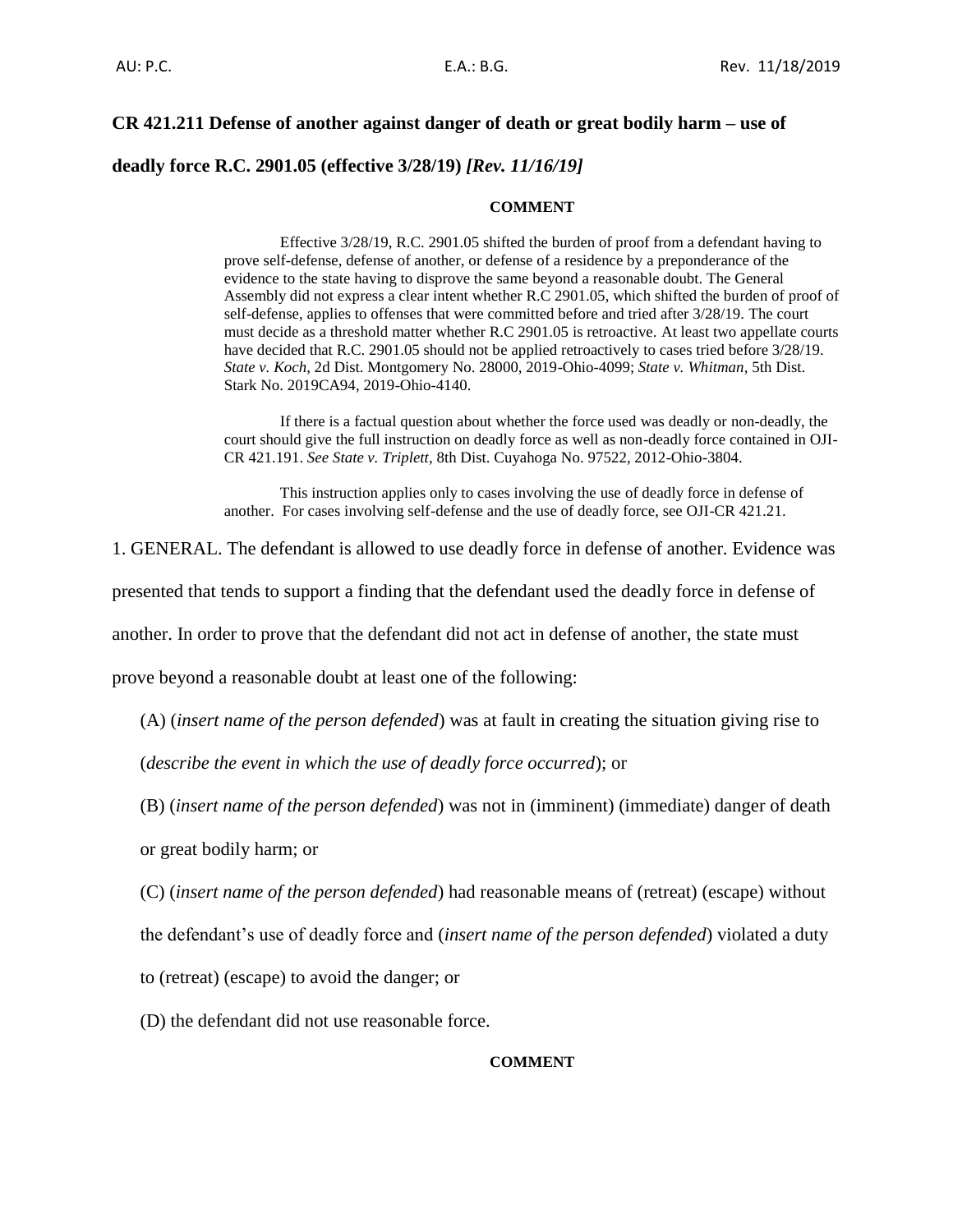## CR 421.211 Defense of another against danger of death or great bodily harm – use of deadly force R.C. 2901.05 (effective 3/28/19) *[Rev. 11/16/19]*

**COMMENT**

Effective 3/28/19, R.C. 2901.05 shifted the burden of proof from a defendant having to prove self-defense, defense of another, or defense of a residence by a preponderance of the evidence to the state having to disprove the same beyond a reasonable doubt. The General Assembly did not express a clear intent whether R.C 2901.05, which shifted the burden of proof of self-defense, applies to offenses that were committed before and tried after 3/28/19. The court must decide as a threshold matter whether R.C 2901.05 is retroactive. At least two appellate courts have decided that R.C. 2901.05 should not be applied retroactively to cases tried before 3/28/19. *State v. Koch*, 2d Dist. Montgomery No. 28000, 2019-Ohio-4099; *State v. Whitman*, 5th Dist. Stark No. 2019CA94, 2019-Ohio-4140.

If there is a factual question about whether the force used was deadly or non-deadly, the court should give the full instruction on deadly force as well as non-deadly force contained in OJI-CR 421.191. *See State v. Triplett*, 8th Dist. Cuyahoga No. 97522, 2012-Ohio-3804.

This instruction applies only to cases involving the use of deadly force in defense of another. For cases involving self-defense and the use of deadly force, see OJI-CR 421.21.

1. GENERAL. The defendant is allowed to use deadly force in defense of another. Evidence was presented that tends to support a finding that the defendant used the deadly force in defense of another. In order to prove that the defendant did not act in defense of another, the state must prove beyond a reasonable doubt at least one of the following:

(A) (*insert name of the person defended*) was at fault in creating the situation giving rise to (*describe the event in which the use of deadly force occurred*); or

(B) (*insert name of the person defended*) was not in (imminent) (immediate) danger of death or great bodily harm; or

(C) (*insert name of the person defended*) had reasonable means of (retreat) (escape) without the defendant's use of deadly force and (*insert name of the person defended*) violated a duty to (retreat) (escape) to avoid the danger; or

(D) the defendant did not use reasonable force.

**COMMENT**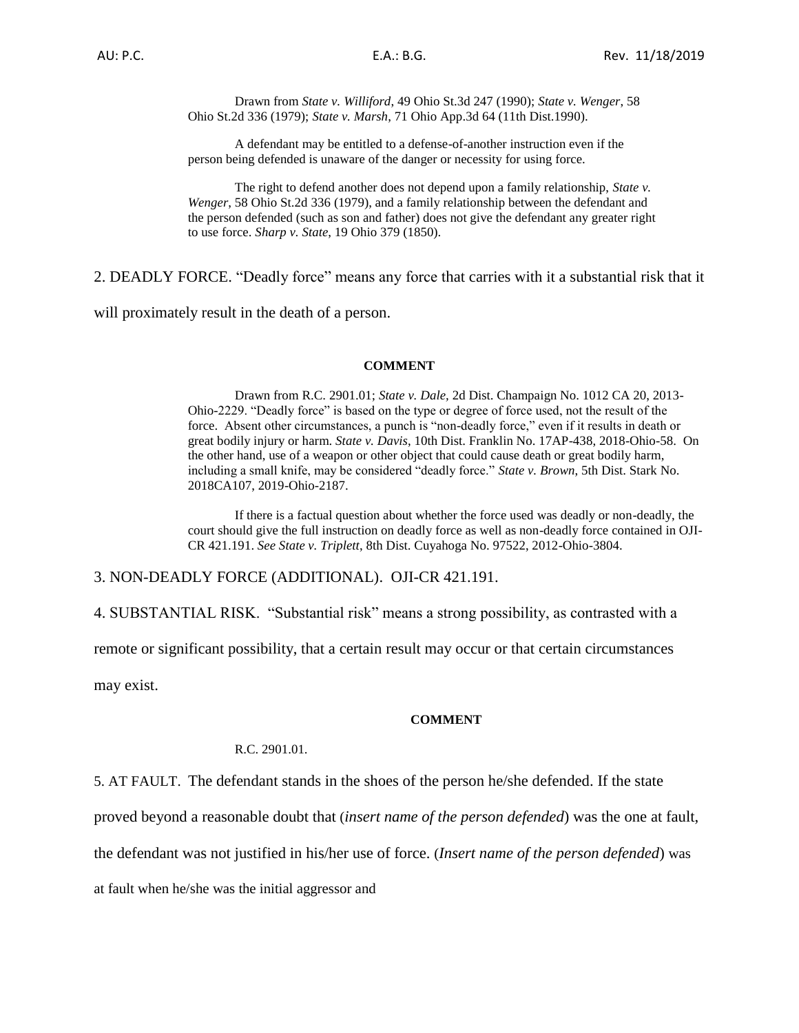Drawn from *State v. Williford*, 49 Ohio St.3d 247 (1990); *State v. Wenger*, 58 Ohio St.2d 336 (1979); *State v. Marsh*, 71 Ohio App.3d 64 (11th Dist.1990).

A defendant may be entitled to a defense-of-another instruction even if the person being defended is unaware of the danger or necessity for using force.

The right to defend another does not depend upon a family relationship, *State v. Wenger*, 58 Ohio St.2d 336 (1979), and a family relationship between the defendant and the person defended (such as son and father) does not give the defendant any greater right to use force. *Sharp v. State*, 19 Ohio 379 (1850).

2. DEADLY FORCE. "Deadly force" means any force that carries with it a substantial risk that it will proximately result in the death of a person.

**COMMENT**

Drawn from R.C. 2901.01; *State v. Dale,* 2d Dist. Champaign No. 1012 CA 20, 2013-Ohio-2229. "Deadly force" is based on the type or degree of force used, not the result of the force. Absent other circumstances, a punch is "non-deadly force," even if it results in death or great bodily injury or harm. *State v. Davis*, 10th Dist. Franklin No. 17AP-438, 2018-Ohio-58. On the other hand, use of a weapon or other object that could cause death or great bodily harm, including a small knife, may be considered "deadly force." *State v. Brown*, 5th Dist. Stark No. 2018CA107, 2019-Ohio-2187.

If there is a factual question about whether the force used was deadly or non-deadly, the court should give the full instruction on deadly force as well as non-deadly force contained in OJI-CR 421.191. *See State v. Triplett*, 8th Dist. Cuyahoga No. 97522, 2012-Ohio-3804.

3. NON-DEADLY FORCE (ADDITIONAL). OJI-CR 421.191.

4. SUBSTANTIAL RISK. "Substantial risk" means a strong possibility, as contrasted with a remote or significant possibility, that a certain result may occur or that certain circumstances may exist.

**COMMENT**

R.C. 2901.01.

5. AT FAULT. The defendant stands in the shoes of the person he/she defended. If the state proved beyond a reasonable doubt that (*insert name of the person defended*) was the one at fault, the defendant was not justified in his/her use of force. (*Insert name of the person defended*) was at fault when he/she was the initial aggressor and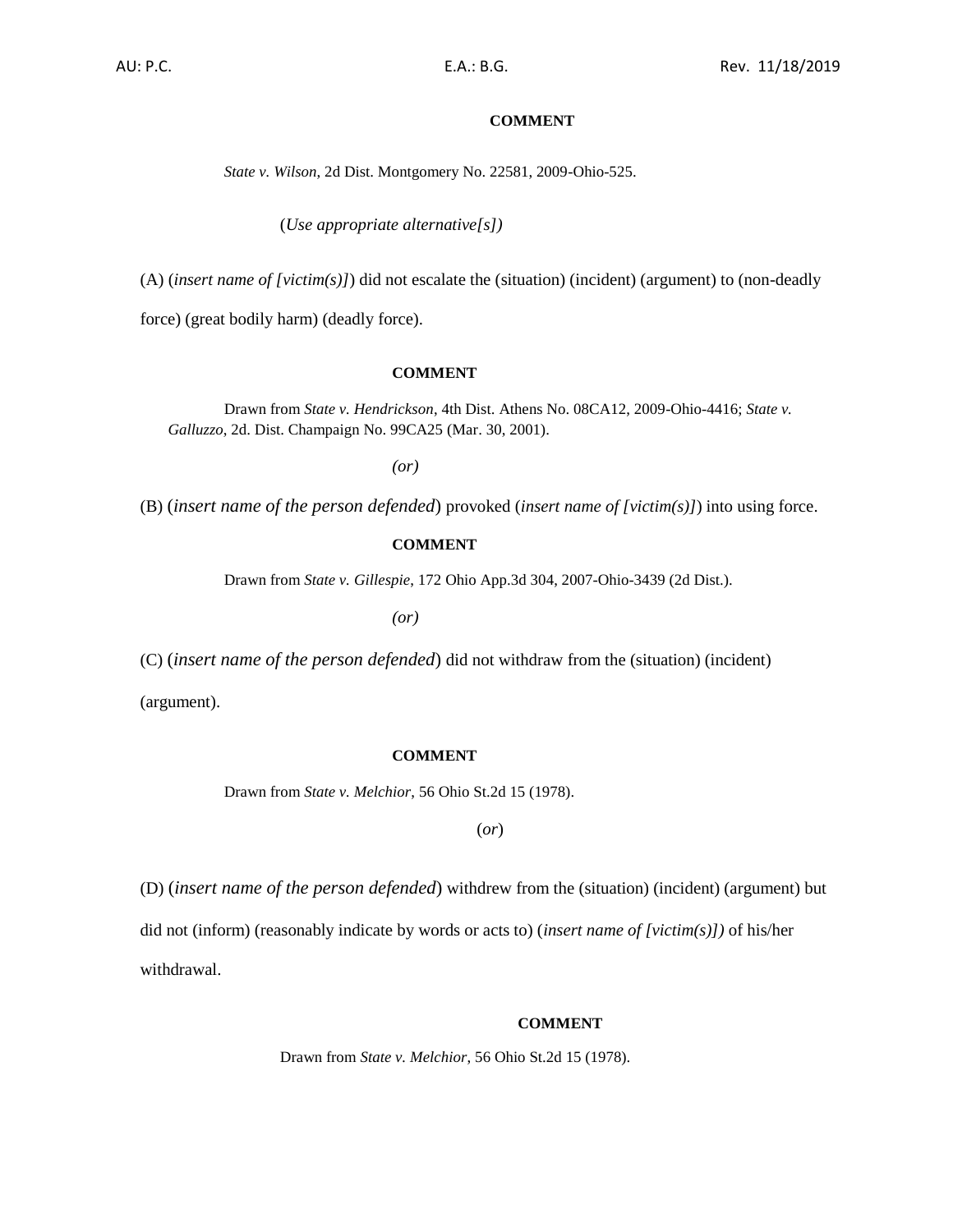**COMMENT**

*State v. Wilson*, 2d Dist. Montgomery No. 22581, 2009-Ohio-525.

(*Use appropriate alternative[s])*

(A) (*insert name of [victim(s)]*) did not escalate the (situation) (incident) (argument) to (non-deadly force) (great bodily harm) (deadly force).

**COMMENT**

Drawn from *State v. Hendrickson*, 4th Dist. Athens No. 08CA12, 2009-Ohio-4416; *State v. Galluzzo*, 2d. Dist. Champaign No. 99CA25 (Mar. 30, 2001).

*(or)*

(B) (*insert name of the person defended*) provoked (*insert name of [victim(s)]*) into using force.

**COMMENT**

Drawn from *State v. Gillespie*, 172 Ohio App.3d 304, 2007-Ohio-3439 (2d Dist.).

*(or)*

(C) (*insert name of the person defended*) did not withdraw from the (situation) (incident) (argument).

**COMMENT**

Drawn from *State v. Melchior*, 56 Ohio St.2d 15 (1978).

(*or*)

(D) (*insert name of the person defended*) withdrew from the (situation) (incident) (argument) but did not (inform) (reasonably indicate by words or acts to) (*insert name of [victim(s)])* of his/her withdrawal.

**COMMENT**

Drawn from *State v. Melchior*, 56 Ohio St.2d 15 (1978).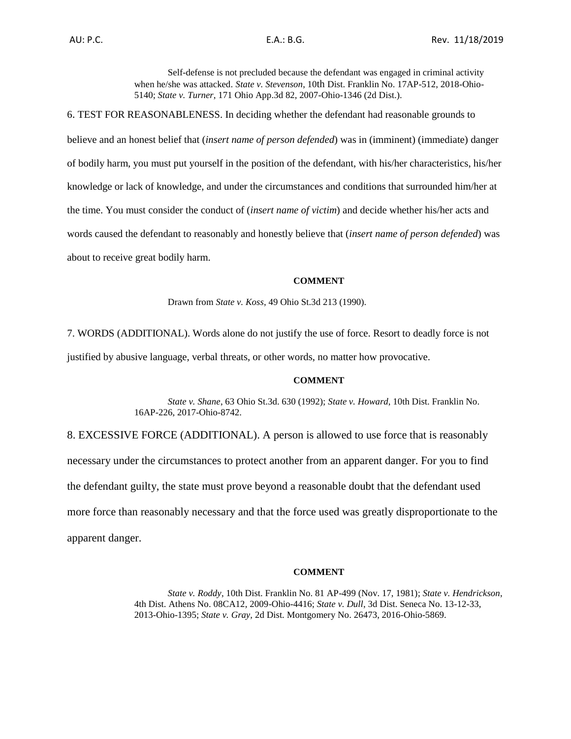Self-defense is not precluded because the defendant was engaged in criminal activity when he/she was attacked. *State v. Stevenson*, 10th Dist. Franklin No. 17AP-512, 2018-Ohio-5140; *State v. Turner*, 171 Ohio App.3d 82, 2007-Ohio-1346 (2d Dist.).

6. TEST FOR REASONABLENESS. In deciding whether the defendant had reasonable grounds to believe and an honest belief that (*insert name of person defended*) was in (imminent) (immediate) danger of bodily harm, you must put yourself in the position of the defendant, with his/her characteristics, his/her knowledge or lack of knowledge, and under the circumstances and conditions that surrounded him/her at the time. You must consider the conduct of (*insert name of victim*) and decide whether his/her acts and words caused the defendant to reasonably and honestly believe that (*insert name of person defended*) was about to receive great bodily harm.

**COMMENT**

Drawn from *State v. Koss*, 49 Ohio St.3d 213 (1990).

7. WORDS (ADDITIONAL). Words alone do not justify the use of force. Resort to deadly force is not justified by abusive language, verbal threats, or other words, no matter how provocative.

**COMMENT**

*State v. Shane*, 63 Ohio St.3d. 630 (1992); *State v. Howard*, 10th Dist. Franklin No. 16AP-226, 2017-Ohio-8742.

8. EXCESSIVE FORCE (ADDITIONAL). A person is allowed to use force that is reasonably necessary under the circumstances to protect another from an apparent danger. For you to find the defendant guilty, the state must prove beyond a reasonable doubt that the defendant used more force than reasonably necessary and that the force used was greatly disproportionate to the apparent danger.

**COMMENT**

*State v. Roddy*, 10th Dist. Franklin No. 81 AP-499 (Nov. 17, 1981); *State v. Hendrickson*, 4th Dist. Athens No. 08CA12, 2009-Ohio-4416; *State v. Dull*, 3d Dist. Seneca No. 13-12-33, 2013-Ohio-1395; *State v. Gray,* 2d Dist. Montgomery No. 26473, 2016-Ohio-5869.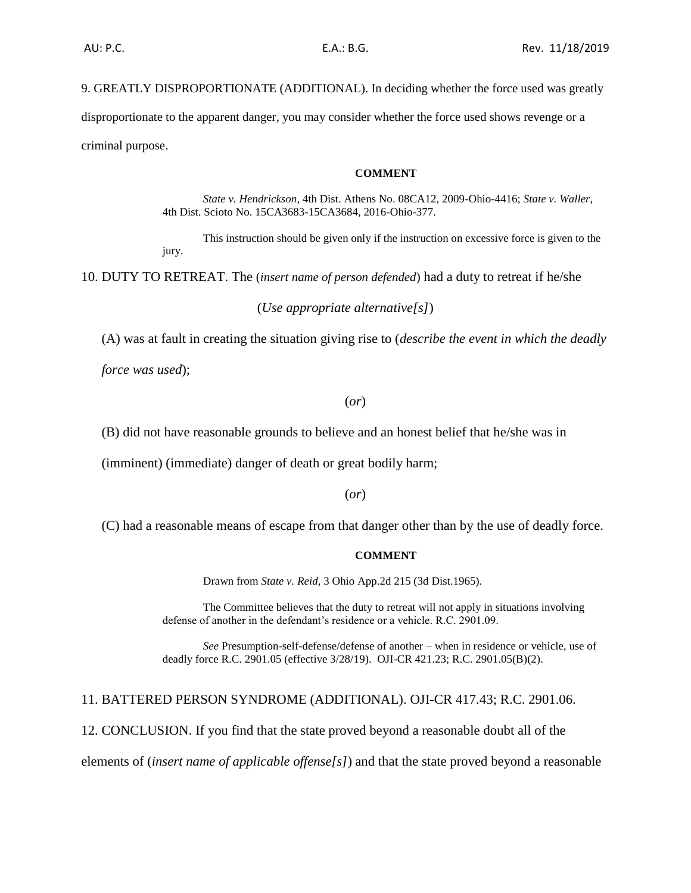9. GREATLY DISPROPORTIONATE (ADDITIONAL). In deciding whether the force used was greatly disproportionate to the apparent danger, you may consider whether the force used shows revenge or a criminal purpose.

**COMMENT**

> *State v. Hendrickson*, 4th Dist. Athens No. 08CA12, 2009-Ohio-4416; *State v. Waller*, 4th Dist. Scioto No. 15CA3683-15CA3684, 2016-Ohio-377.
>
> This instruction should be given only if the instruction on excessive force is given to the jury.

10. DUTY TO RETREAT. The (*insert name of person defended*) had a duty to retreat if he/she

(*Use appropriate alternative[s]*)

(A) was at fault in creating the situation giving rise to (*describe the event in which the deadly force was used*);

(*or*)

(B) did not have reasonable grounds to believe and an honest belief that he/she was in (imminent) (immediate) danger of death or great bodily harm;

(*or*)

(C) had a reasonable means of escape from that danger other than by the use of deadly force.

**COMMENT**

> Drawn from *State v. Reid*, 3 Ohio App.2d 215 (3d Dist.1965).
>
> The Committee believes that the duty to retreat will not apply in situations involving defense of another in the defendant's residence or a vehicle. R.C. 2901.09.
>
> *See* Presumption-self-defense/defense of another – when in residence or vehicle, use of deadly force R.C. 2901.05 (effective 3/28/19). OJI-CR 421.23; R.C. 2901.05(B)(2).

11. BATTERED PERSON SYNDROME (ADDITIONAL). OJI-CR 417.43; R.C. 2901.06.

12. CONCLUSION. If you find that the state proved beyond a reasonable doubt all of the elements of (*insert name of applicable offense[s]*) and that the state proved beyond a reasonable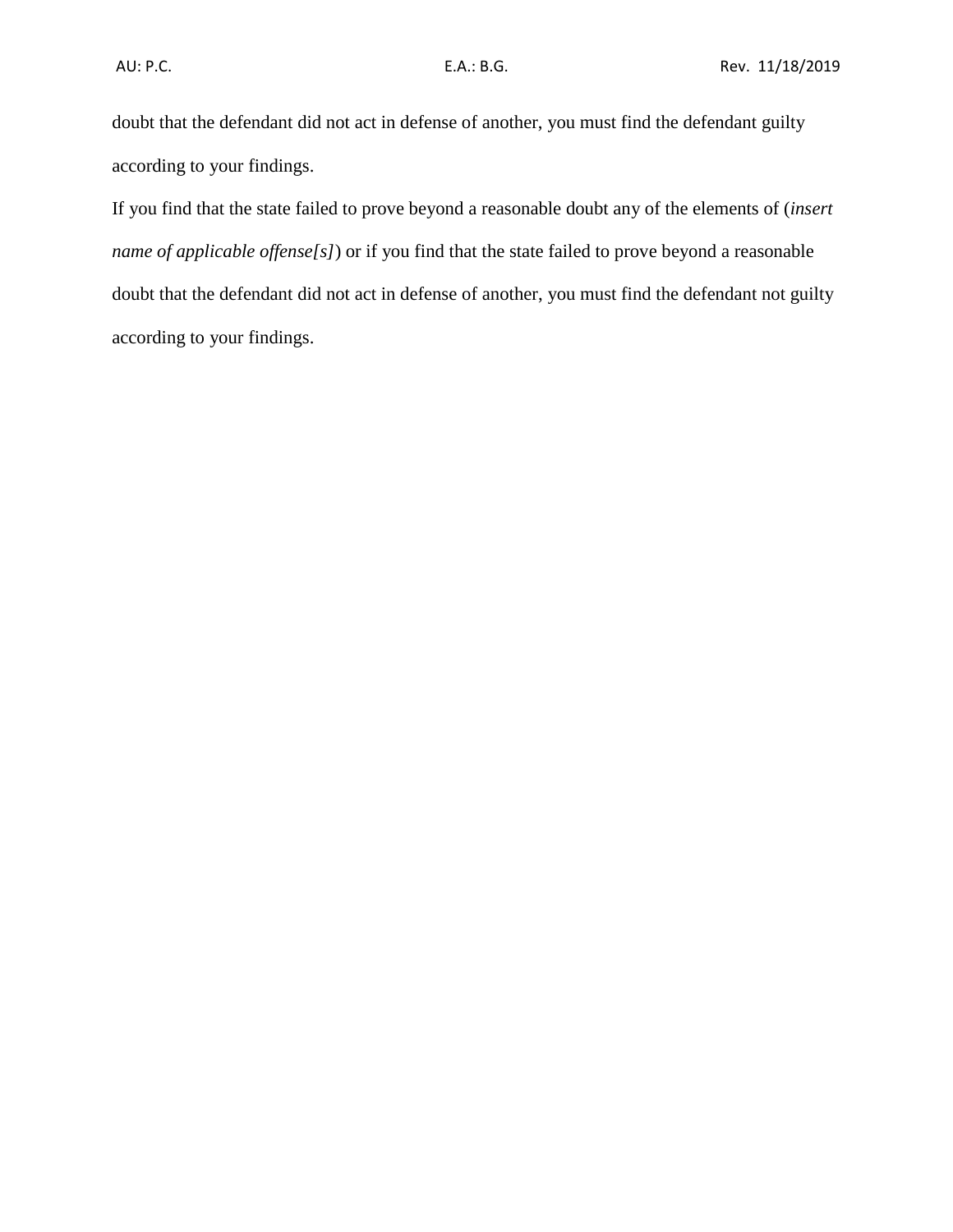doubt that the defendant did not act in defense of another, you must find the defendant guilty according to your findings.

If you find that the state failed to prove beyond a reasonable doubt any of the elements of (*insert name of applicable offense[s]*) or if you find that the state failed to prove beyond a reasonable doubt that the defendant did not act in defense of another, you must find the defendant not guilty according to your findings.